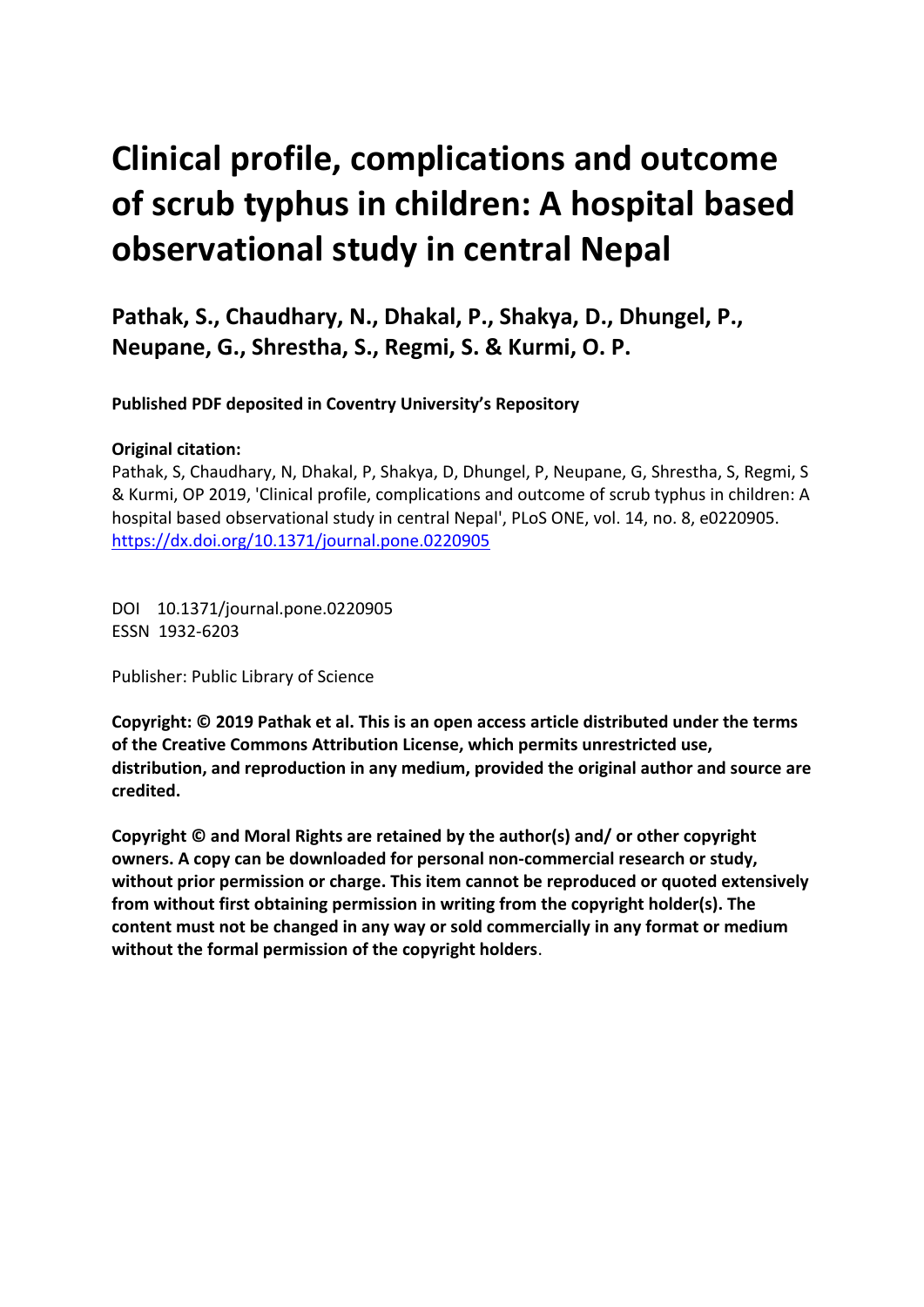# Clinical profile, complications and outcome of scrub typhus in children: A hospital based observational study in central Nepal

**Pathak, S., Chaudhary, N., Dhakal, P., Shakya, D., Dhungel, P., Neupane, G., Shrestha, S., Regmi, S. & Kurmi, O. P.**

**Published PDF deposited in Coventry University's Repository**

**Original citation:**
Pathak, S, Chaudhary, N, Dhakal, P, Shakya, D, Dhungel, P, Neupane, G, Shrestha, S, Regmi, S & Kurmi, OP 2019, 'Clinical profile, complications and outcome of scrub typhus in children: A hospital based observational study in central Nepal', PLoS ONE, vol. 14, no. 8, e0220905.
https://dx.doi.org/10.1371/journal.pone.0220905

DOI 10.1371/journal.pone.0220905
ESSN 1932-6203

Publisher: Public Library of Science

**Copyright: © 2019 Pathak et al. This is an open access article distributed under the terms of the Creative Commons Attribution License, which permits unrestricted use, distribution, and reproduction in any medium, provided the original author and source are credited.**

**Copyright © and Moral Rights are retained by the author(s) and/ or other copyright owners. A copy can be downloaded for personal non-commercial research or study, without prior permission or charge. This item cannot be reproduced or quoted extensively from without first obtaining permission in writing from the copyright holder(s). The content must not be changed in any way or sold commercially in any format or medium without the formal permission of the copyright holders**.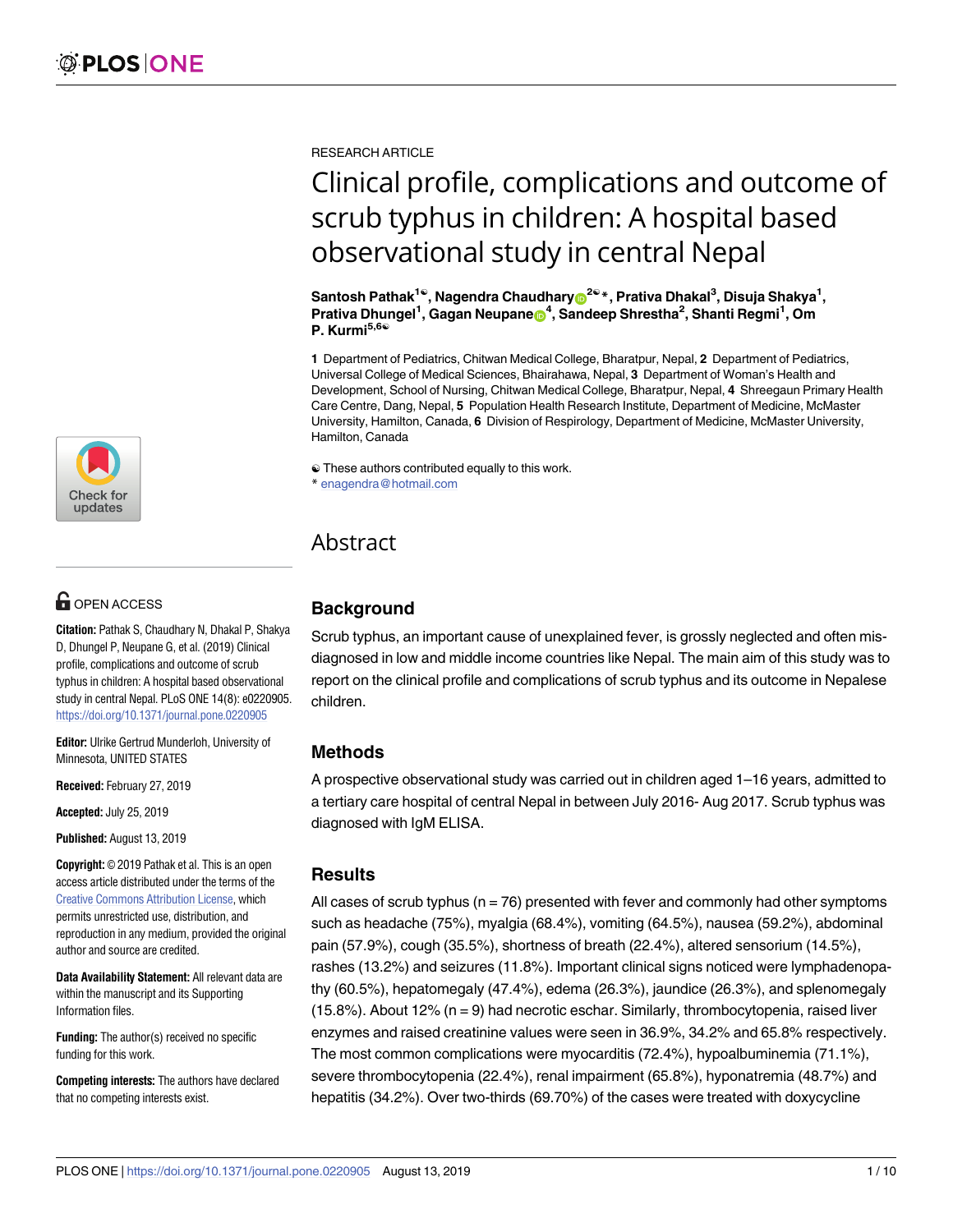RESEARCH ARTICLE

# Clinical profile, complications and outcome of scrub typhus in children: A hospital based observational study in central Nepal

**Santosh Pathak[1☯], Nagendra Chaudhary[2☯]*, Prativa Dhakal[3], Disuja Shakya[1], Prativa Dhungel[1], Gagan Neupane[4], Sandeep Shrestha[2], Shanti Regmi[1], Om P. Kurmi[5,6☯]**

**1** Department of Pediatrics, Chitwan Medical College, Bharatpur, Nepal, **2** Department of Pediatrics, Universal College of Medical Sciences, Bhairahawa, Nepal, **3** Department of Woman's Health and Development, School of Nursing, Chitwan Medical College, Bharatpur, Nepal, **4** Shreegaun Primary Health Care Centre, Dang, Nepal, **5** Population Health Research Institute, Department of Medicine, McMaster University, Hamilton, Canada, **6** Division of Respirology, Department of Medicine, McMaster University, Hamilton, Canada

☯ These authors contributed equally to this work.
* enagendra@hotmail.com

OPEN ACCESS

**Citation:** Pathak S, Chaudhary N, Dhakal P, Shakya D, Dhungel P, Neupane G, et al. (2019) Clinical profile, complications and outcome of scrub typhus in children: A hospital based observational study in central Nepal. PLoS ONE 14(8): e0220905. https://doi.org/10.1371/journal.pone.0220905

**Editor:** Ulrike Gertrud Munderloh, University of Minnesota, UNITED STATES

**Received:** February 27, 2019

**Accepted:** July 25, 2019

**Published:** August 13, 2019

**Copyright:** © 2019 Pathak et al. This is an open access article distributed under the terms of the Creative Commons Attribution License, which permits unrestricted use, distribution, and reproduction in any medium, provided the original author and source are credited.

**Data Availability Statement:** All relevant data are within the manuscript and its Supporting Information files.

**Funding:** The author(s) received no specific funding for this work.

**Competing interests:** The authors have declared that no competing interests exist.

## Abstract

### Background

Scrub typhus, an important cause of unexplained fever, is grossly neglected and often misdiagnosed in low and middle income countries like Nepal. The main aim of this study was to report on the clinical profile and complications of scrub typhus and its outcome in Nepalese children.

### Methods

A prospective observational study was carried out in children aged 1–16 years, admitted to a tertiary care hospital of central Nepal in between July 2016- Aug 2017. Scrub typhus was diagnosed with IgM ELISA.

### Results

All cases of scrub typhus (n = 76) presented with fever and commonly had other symptoms such as headache (75%), myalgia (68.4%), vomiting (64.5%), nausea (59.2%), abdominal pain (57.9%), cough (35.5%), shortness of breath (22.4%), altered sensorium (14.5%), rashes (13.2%) and seizures (11.8%). Important clinical signs noticed were lymphadenopathy (60.5%), hepatomegaly (47.4%), edema (26.3%), jaundice (26.3%), and splenomegaly (15.8%). About 12% (n = 9) had necrotic eschar. Similarly, thrombocytopenia, raised liver enzymes and raised creatinine values were seen in 36.9%, 34.2% and 65.8% respectively. The most common complications were myocarditis (72.4%), hypoalbuminemia (71.1%), severe thrombocytopenia (22.4%), renal impairment (65.8%), hyponatremia (48.7%) and hepatitis (34.2%). Over two-thirds (69.70%) of the cases were treated with doxycycline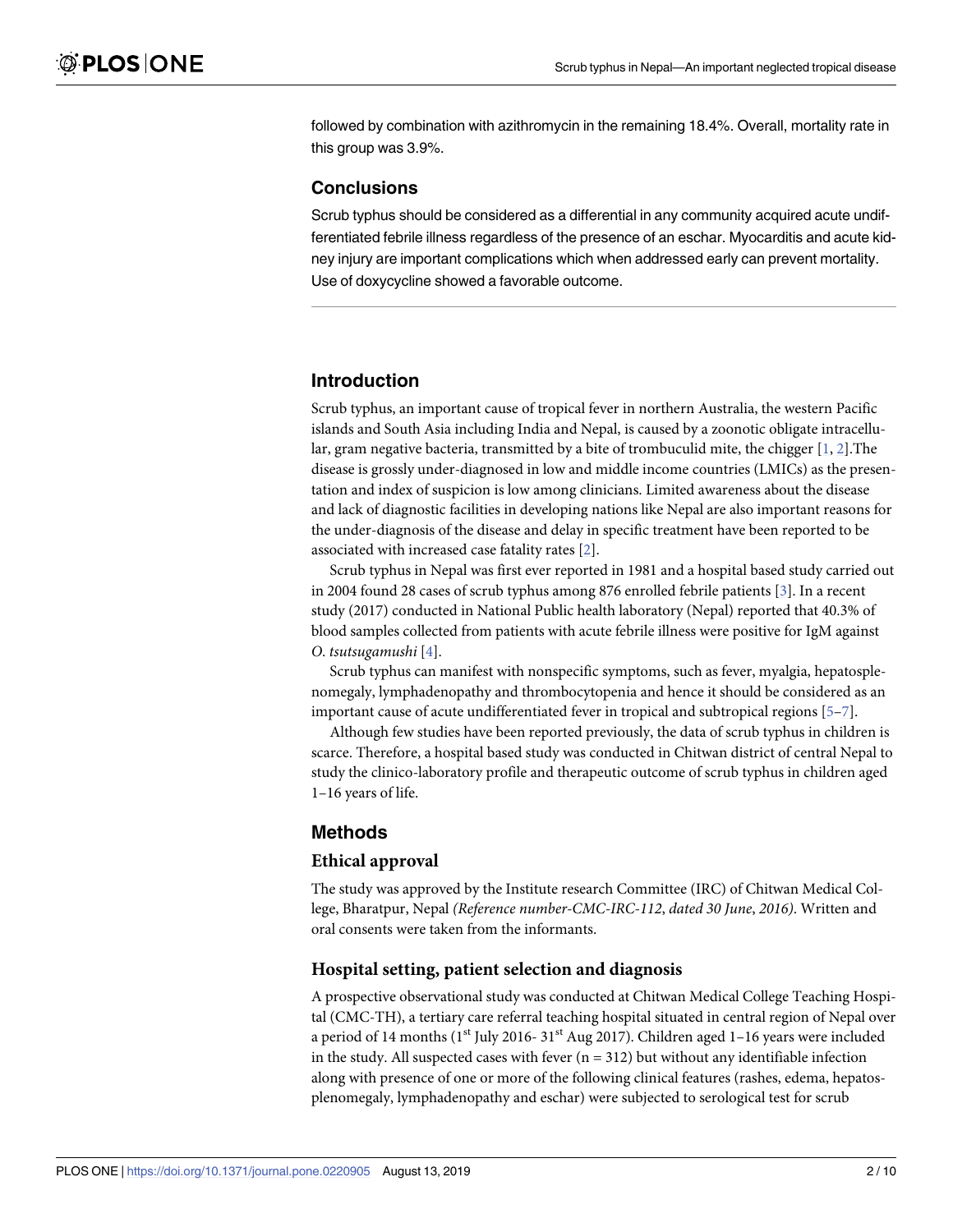followed by combination with azithromycin in the remaining 18.4%. Overall, mortality rate in this group was 3.9%.

### Conclusions

Scrub typhus should be considered as a differential in any community acquired acute undifferentiated febrile illness regardless of the presence of an eschar. Myocarditis and acute kidney injury are important complications which when addressed early can prevent mortality. Use of doxycycline showed a favorable outcome.

## Introduction

Scrub typhus, an important cause of tropical fever in northern Australia, the western Pacific islands and South Asia including India and Nepal, is caused by a zoonotic obligate intracellular, gram negative bacteria, transmitted by a bite of trombuculid mite, the chigger [1, 2].The disease is grossly under-diagnosed in low and middle income countries (LMICs) as the presentation and index of suspicion is low among clinicians. Limited awareness about the disease and lack of diagnostic facilities in developing nations like Nepal are also important reasons for the under-diagnosis of the disease and delay in specific treatment have been reported to be associated with increased case fatality rates [2].

Scrub typhus in Nepal was first ever reported in 1981 and a hospital based study carried out in 2004 found 28 cases of scrub typhus among 876 enrolled febrile patients [3]. In a recent study (2017) conducted in National Public health laboratory (Nepal) reported that 40.3% of blood samples collected from patients with acute febrile illness were positive for IgM against *O. tsutsugamushi* [4].

Scrub typhus can manifest with nonspecific symptoms, such as fever, myalgia, hepatosplenomegaly, lymphadenopathy and thrombocytopenia and hence it should be considered as an important cause of acute undifferentiated fever in tropical and subtropical regions [5–7].

Although few studies have been reported previously, the data of scrub typhus in children is scarce. Therefore, a hospital based study was conducted in Chitwan district of central Nepal to study the clinico-laboratory profile and therapeutic outcome of scrub typhus in children aged 1–16 years of life.

## Methods

### Ethical approval

The study was approved by the Institute research Committee (IRC) of Chitwan Medical College, Bharatpur, Nepal *(Reference number-CMC-IRC-112, dated 30 June, 2016)*. Written and oral consents were taken from the informants.

### Hospital setting, patient selection and diagnosis

A prospective observational study was conducted at Chitwan Medical College Teaching Hospital (CMC-TH), a tertiary care referral teaching hospital situated in central region of Nepal over a period of 14 months (1st July 2016- 31st Aug 2017). Children aged 1–16 years were included in the study. All suspected cases with fever (n = 312) but without any identifiable infection along with presence of one or more of the following clinical features (rashes, edema, hepatosplenomegaly, lymphadenopathy and eschar) were subjected to serological test for scrub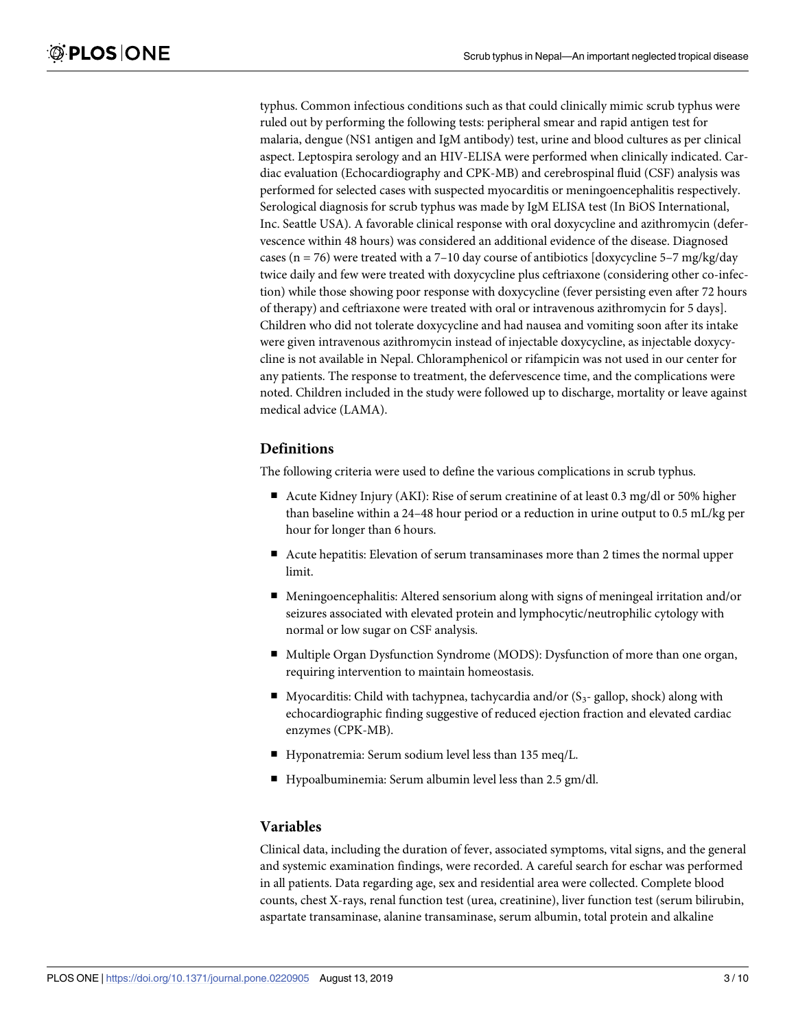typhus. Common infectious conditions such as that could clinically mimic scrub typhus were ruled out by performing the following tests: peripheral smear and rapid antigen test for malaria, dengue (NS1 antigen and IgM antibody) test, urine and blood cultures as per clinical aspect. Leptospira serology and an HIV-ELISA were performed when clinically indicated. Cardiac evaluation (Echocardiography and CPK-MB) and cerebrospinal fluid (CSF) analysis was performed for selected cases with suspected myocarditis or meningoencephalitis respectively. Serological diagnosis for scrub typhus was made by IgM ELISA test (In BiOS International, Inc. Seattle USA). A favorable clinical response with oral doxycycline and azithromycin (defervescence within 48 hours) was considered an additional evidence of the disease. Diagnosed cases (n = 76) were treated with a 7–10 day course of antibiotics [doxycycline 5–7 mg/kg/day twice daily and few were treated with doxycycline plus ceftriaxone (considering other co-infection) while those showing poor response with doxycycline (fever persisting even after 72 hours of therapy) and ceftriaxone were treated with oral or intravenous azithromycin for 5 days]. Children who did not tolerate doxycycline and had nausea and vomiting soon after its intake were given intravenous azithromycin instead of injectable doxycycline, as injectable doxycycline is not available in Nepal. Chloramphenicol or rifampicin was not used in our center for any patients. The response to treatment, the defervescence time, and the complications were noted. Children included in the study were followed up to discharge, mortality or leave against medical advice (LAMA).

## Definitions

The following criteria were used to define the various complications in scrub typhus.

- Acute Kidney Injury (AKI): Rise of serum creatinine of at least 0.3 mg/dl or 50% higher than baseline within a 24–48 hour period or a reduction in urine output to 0.5 mL/kg per hour for longer than 6 hours.
- Acute hepatitis: Elevation of serum transaminases more than 2 times the normal upper limit.
- Meningoencephalitis: Altered sensorium along with signs of meningeal irritation and/or seizures associated with elevated protein and lymphocytic/neutrophilic cytology with normal or low sugar on CSF analysis.
- Multiple Organ Dysfunction Syndrome (MODS): Dysfunction of more than one organ, requiring intervention to maintain homeostasis.
- Myocarditis: Child with tachypnea, tachycardia and/or ($S_3$- gallop, shock) along with echocardiographic finding suggestive of reduced ejection fraction and elevated cardiac enzymes (CPK-MB).
- Hyponatremia: Serum sodium level less than 135 meq/L.
- Hypoalbuminemia: Serum albumin level less than 2.5 gm/dl.

## Variables

Clinical data, including the duration of fever, associated symptoms, vital signs, and the general and systemic examination findings, were recorded. A careful search for eschar was performed in all patients. Data regarding age, sex and residential area were collected. Complete blood counts, chest X-rays, renal function test (urea, creatinine), liver function test (serum bilirubin, aspartate transaminase, alanine transaminase, serum albumin, total protein and alkaline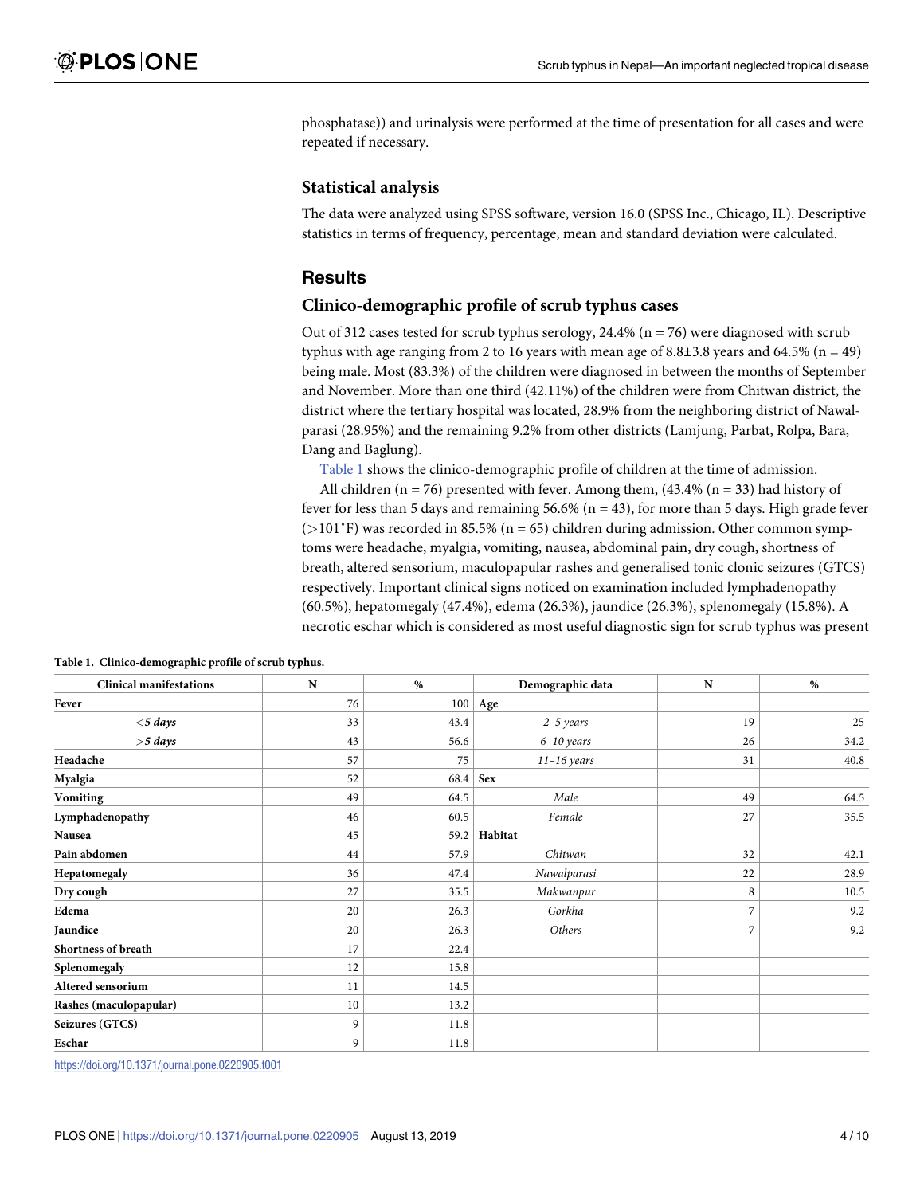phosphatase)) and urinalysis were performed at the time of presentation for all cases and were repeated if necessary.

### Statistical analysis

The data were analyzed using SPSS software, version 16.0 (SPSS Inc., Chicago, IL). Descriptive statistics in terms of frequency, percentage, mean and standard deviation were calculated.

## Results

### Clinico-demographic profile of scrub typhus cases

Out of 312 cases tested for scrub typhus serology, 24.4% (n = 76) were diagnosed with scrub typhus with age ranging from 2 to 16 years with mean age of 8.8±3.8 years and 64.5% (n = 49) being male. Most (83.3%) of the children were diagnosed in between the months of September and November. More than one third (42.11%) of the children were from Chitwan district, the district where the tertiary hospital was located, 28.9% from the neighboring district of Nawalparasi (28.95%) and the remaining 9.2% from other districts (Lamjung, Parbat, Rolpa, Bara, Dang and Baglung).

Table 1 shows the clinico-demographic profile of children at the time of admission.

All children (n = 76) presented with fever. Among them, (43.4% (n = 33) had history of fever for less than 5 days and remaining 56.6% (n = 43), for more than 5 days. High grade fever (>101˚F) was recorded in 85.5% (n = 65) children during admission. Other common symptoms were headache, myalgia, vomiting, nausea, abdominal pain, dry cough, shortness of breath, altered sensorium, maculopapular rashes and generalised tonic clonic seizures (GTCS) respectively. Important clinical signs noticed on examination included lymphadenopathy (60.5%), hepatomegaly (47.4%), edema (26.3%), jaundice (26.3%), splenomegaly (15.8%). A necrotic eschar which is considered as most useful diagnostic sign for scrub typhus was present

**Table 1. Clinico-demographic profile of scrub typhus.**

| Clinical manifestations | N | % | Demographic data | N | % |
|---|---|---|---|---|---|
| **Fever** | 76 | 100 | **Age** | | |
| ***<5 days*** | 33 | 43.4 | *2–5 years* | 19 | 25 |
| ***>5 days*** | 43 | 56.6 | *6–10 years* | 26 | 34.2 |
| **Headache** | 57 | 75 | *11–16 years* | 31 | 40.8 |
| **Myalgia** | 52 | 68.4 | **Sex** | | |
| **Vomiting** | 49 | 64.5 | *Male* | 49 | 64.5 |
| **Lymphadenopathy** | 46 | 60.5 | *Female* | 27 | 35.5 |
| **Nausea** | 45 | 59.2 | **Habitat** | | |
| **Pain abdomen** | 44 | 57.9 | *Chitwan* | 32 | 42.1 |
| **Hepatomegaly** | 36 | 47.4 | *Nawalparasi* | 22 | 28.9 |
| **Dry cough** | 27 | 35.5 | *Makwanpur* | 8 | 10.5 |
| **Edema** | 20 | 26.3 | *Gorkha* | 7 | 9.2 |
| **Jaundice** | 20 | 26.3 | *Others* | 7 | 9.2 |
| **Shortness of breath** | 17 | 22.4 | | | |
| **Splenomegaly** | 12 | 15.8 | | | |
| **Altered sensorium** | 11 | 14.5 | | | |
| **Rashes (maculopapular)** | 10 | 13.2 | | | |
| **Seizures (GTCS)** | 9 | 11.8 | | | |
| **Eschar** | 9 | 11.8 | | | |

https://doi.org/10.1371/journal.pone.0220905.t001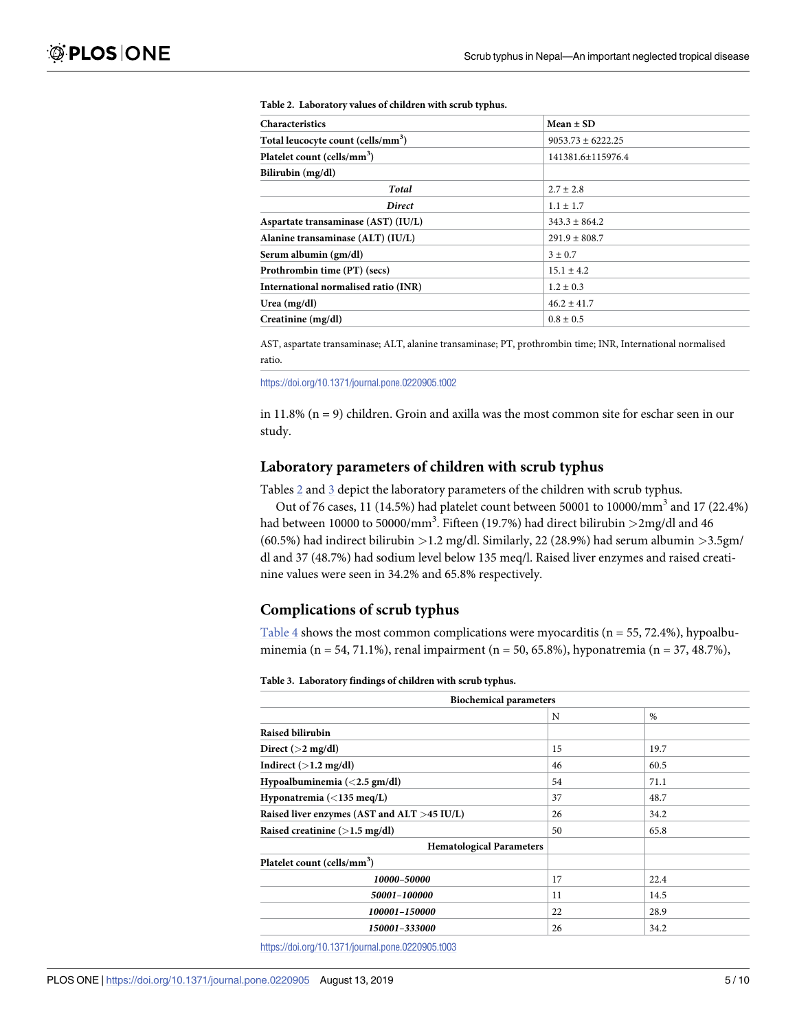**Table 2. Laboratory values of children with scrub typhus.**

| Characteristics | Mean ± SD |
|---|---|
| **Total leucocyte count (cells/mm$^3$)** | 9053.73 ± 6222.25 |
| **Platelet count (cells/mm$^3$)** | 141381.6±115976.4 |
| **Bilirubin (mg/dl)** | |
| ***Total*** | 2.7 ± 2.8 |
| ***Direct*** | 1.1 ± 1.7 |
| **Aspartate transaminase (AST) (IU/L)** | 343.3 ± 864.2 |
| **Alanine transaminase (ALT) (IU/L)** | 291.9 ± 808.7 |
| **Serum albumin (gm/dl)** | 3 ± 0.7 |
| **Prothrombin time (PT) (secs)** | 15.1 ± 4.2 |
| **International normalised ratio (INR)** | 1.2 ± 0.3 |
| **Urea (mg/dl)** | 46.2 ± 41.7 |
| **Creatinine (mg/dl)** | 0.8 ± 0.5 |

AST, aspartate transaminase; ALT, alanine transaminase; PT, prothrombin time; INR, International normalised ratio.

https://doi.org/10.1371/journal.pone.0220905.t002

in 11.8% (n = 9) children. Groin and axilla was the most common site for eschar seen in our study.

## Laboratory parameters of children with scrub typhus

Tables 2 and 3 depict the laboratory parameters of the children with scrub typhus.

Out of 76 cases, 11 (14.5%) had platelet count between 50001 to 10000/mm$^3$ and 17 (22.4%) had between 10000 to 50000/mm$^3$. Fifteen (19.7%) had direct bilirubin >2mg/dl and 46 (60.5%) had indirect bilirubin >1.2 mg/dl. Similarly, 22 (28.9%) had serum albumin >3.5gm/dl and 37 (48.7%) had sodium level below 135 meq/l. Raised liver enzymes and raised creatinine values were seen in 34.2% and 65.8% respectively.

## Complications of scrub typhus

Table 4 shows the most common complications were myocarditis (n = 55, 72.4%), hypoalbuminemia (n = 54, 71.1%), renal impairment (n = 50, 65.8%), hyponatremia (n = 37, 48.7%),

**Table 3. Laboratory findings of children with scrub typhus.**

| Biochemical parameters | | |
|---|---|---|
| | N | % |
| **Raised bilirubin** | | |
| **Direct (>2 mg/dl)** | 15 | 19.7 |
| **Indirect (>1.2 mg/dl)** | 46 | 60.5 |
| **Hypoalbuminemia (<2.5 gm/dl)** | 54 | 71.1 |
| **Hyponatremia (<135 meq/L)** | 37 | 48.7 |
| **Raised liver enzymes (AST and ALT >45 IU/L)** | 26 | 34.2 |
| **Raised creatinine (>1.5 mg/dl)** | 50 | 65.8 |
| **Hematological Parameters** | | |
| **Platelet count (cells/mm$^3$)** | | |
| ***10000–50000*** | 17 | 22.4 |
| ***50001–100000*** | 11 | 14.5 |
| ***100001–150000*** | 22 | 28.9 |
| ***150001–333000*** | 26 | 34.2 |

https://doi.org/10.1371/journal.pone.0220905.t003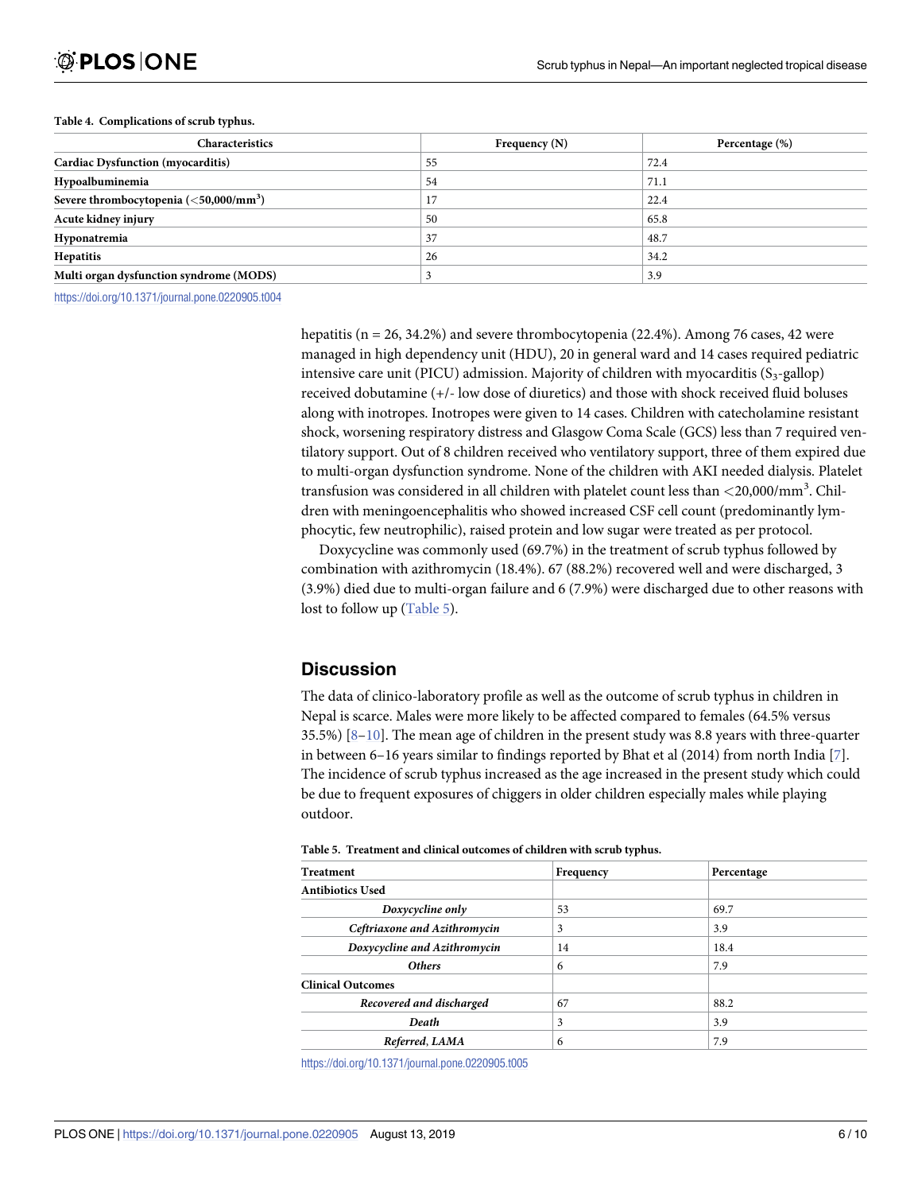**Table 4. Complications of scrub typhus.**

| Characteristics | Frequency (N) | Percentage (%) |
|---|---|---|
| **Cardiac Dysfunction (myocarditis)** | 55 | 72.4 |
| **Hypoalbuminemia** | 54 | 71.1 |
| **Severe thrombocytopenia (<50,000/mm$^3$)** | 17 | 22.4 |
| **Acute kidney injury** | 50 | 65.8 |
| **Hyponatremia** | 37 | 48.7 |
| **Hepatitis** | 26 | 34.2 |
| **Multi organ dysfunction syndrome (MODS)** | 3 | 3.9 |

https://doi.org/10.1371/journal.pone.0220905.t004

hepatitis (n = 26, 34.2%) and severe thrombocytopenia (22.4%). Among 76 cases, 42 were managed in high dependency unit (HDU), 20 in general ward and 14 cases required pediatric intensive care unit (PICU) admission. Majority of children with myocarditis ($S_3$-gallop) received dobutamine (+/- low dose of diuretics) and those with shock received fluid boluses along with inotropes. Inotropes were given to 14 cases. Children with catecholamine resistant shock, worsening respiratory distress and Glasgow Coma Scale (GCS) less than 7 required ventilatory support. Out of 8 children received who ventilatory support, three of them expired due to multi-organ dysfunction syndrome. None of the children with AKI needed dialysis. Platelet transfusion was considered in all children with platelet count less than <20,000/mm$^3$. Children with meningoencephalitis who showed increased CSF cell count (predominantly lymphocytic, few neutrophilic), raised protein and low sugar were treated as per protocol.

Doxycycline was commonly used (69.7%) in the treatment of scrub typhus followed by combination with azithromycin (18.4%). 67 (88.2%) recovered well and were discharged, 3 (3.9%) died due to multi-organ failure and 6 (7.9%) were discharged due to other reasons with lost to follow up (Table 5).

## Discussion

The data of clinico-laboratory profile as well as the outcome of scrub typhus in children in Nepal is scarce. Males were more likely to be affected compared to females (64.5% versus 35.5%) [8–10]. The mean age of children in the present study was 8.8 years with three-quarter in between 6–16 years similar to findings reported by Bhat et al (2014) from north India [7]. The incidence of scrub typhus increased as the age increased in the present study which could be due to frequent exposures of chiggers in older children especially males while playing outdoor.

**Table 5. Treatment and clinical outcomes of children with scrub typhus.**

| Treatment | Frequency | Percentage |
|---|---|---|
| **Antibiotics Used** | | |
| ***Doxycycline only*** | 53 | 69.7 |
| ***Ceftriaxone and Azithromycin*** | 3 | 3.9 |
| ***Doxycycline and Azithromycin*** | 14 | 18.4 |
| ***Others*** | 6 | 7.9 |
| **Clinical Outcomes** | | |
| ***Recovered and discharged*** | 67 | 88.2 |
| ***Death*** | 3 | 3.9 |
| ***Referred, LAMA*** | 6 | 7.9 |

https://doi.org/10.1371/journal.pone.0220905.t005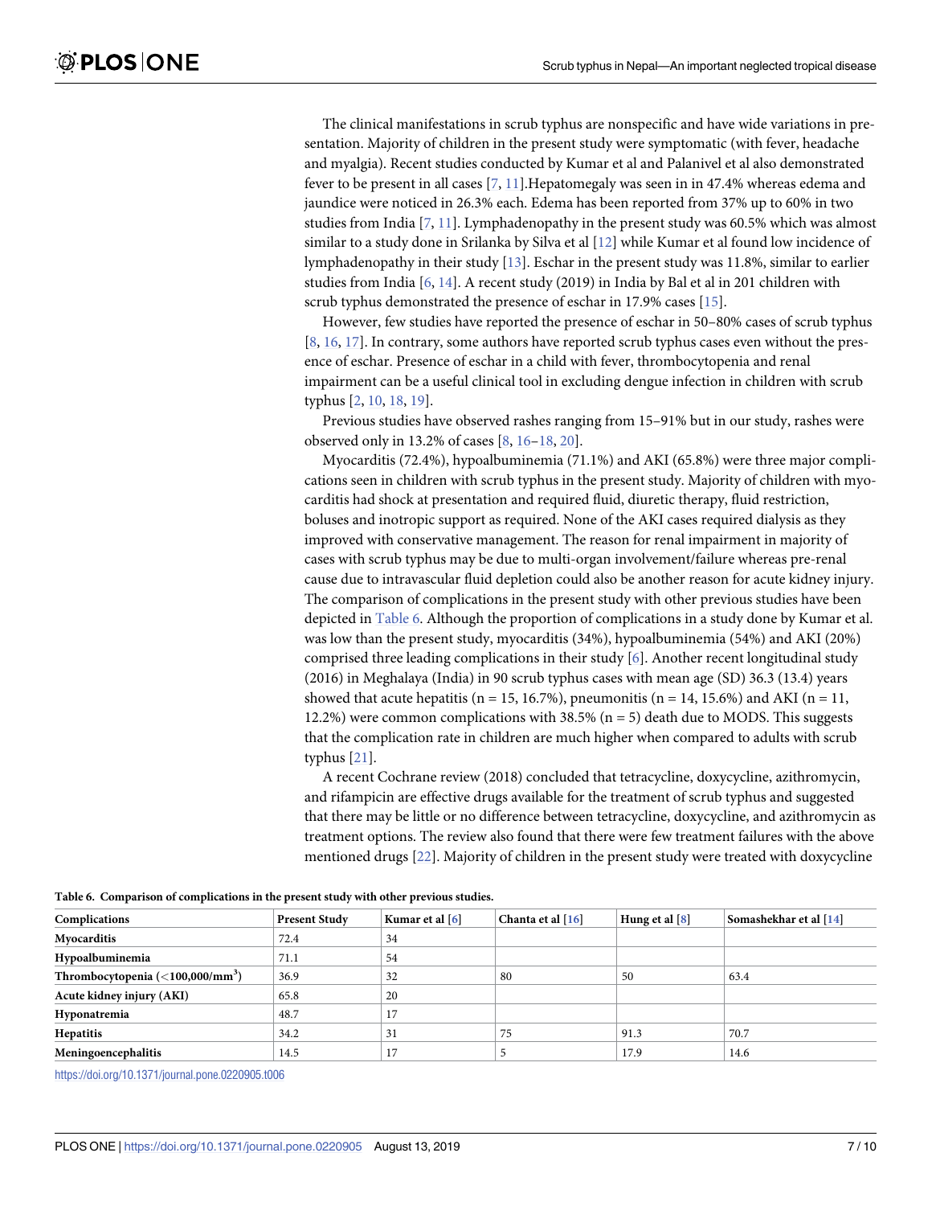The clinical manifestations in scrub typhus are nonspecific and have wide variations in presentation. Majority of children in the present study were symptomatic (with fever, headache and myalgia). Recent studies conducted by Kumar et al and Palanivel et al also demonstrated fever to be present in all cases [7, 11].Hepatomegaly was seen in in 47.4% whereas edema and jaundice were noticed in 26.3% each. Edema has been reported from 37% up to 60% in two studies from India [7, 11]. Lymphadenopathy in the present study was 60.5% which was almost similar to a study done in Srilanka by Silva et al [12] while Kumar et al found low incidence of lymphadenopathy in their study [13]. Eschar in the present study was 11.8%, similar to earlier studies from India [6, 14]. A recent study (2019) in India by Bal et al in 201 children with scrub typhus demonstrated the presence of eschar in 17.9% cases [15].

However, few studies have reported the presence of eschar in 50–80% cases of scrub typhus [8, 16, 17]. In contrary, some authors have reported scrub typhus cases even without the presence of eschar. Presence of eschar in a child with fever, thrombocytopenia and renal impairment can be a useful clinical tool in excluding dengue infection in children with scrub typhus [2, 10, 18, 19].

Previous studies have observed rashes ranging from 15–91% but in our study, rashes were observed only in 13.2% of cases [8, 16–18, 20].

Myocarditis (72.4%), hypoalbuminemia (71.1%) and AKI (65.8%) were three major complications seen in children with scrub typhus in the present study. Majority of children with myocarditis had shock at presentation and required fluid, diuretic therapy, fluid restriction, boluses and inotropic support as required. None of the AKI cases required dialysis as they improved with conservative management. The reason for renal impairment in majority of cases with scrub typhus may be due to multi-organ involvement/failure whereas pre-renal cause due to intravascular fluid depletion could also be another reason for acute kidney injury. The comparison of complications in the present study with other previous studies have been depicted in Table 6. Although the proportion of complications in a study done by Kumar et al. was low than the present study, myocarditis (34%), hypoalbuminemia (54%) and AKI (20%) comprised three leading complications in their study [6]. Another recent longitudinal study (2016) in Meghalaya (India) in 90 scrub typhus cases with mean age (SD) 36.3 (13.4) years showed that acute hepatitis (n = 15, 16.7%), pneumonitis (n = 14, 15.6%) and AKI (n = 11, 12.2%) were common complications with 38.5% (n = 5) death due to MODS. This suggests that the complication rate in children are much higher when compared to adults with scrub typhus [21].

A recent Cochrane review (2018) concluded that tetracycline, doxycycline, azithromycin, and rifampicin are effective drugs available for the treatment of scrub typhus and suggested that there may be little or no difference between tetracycline, doxycycline, and azithromycin as treatment options. The review also found that there were few treatment failures with the above mentioned drugs [22]. Majority of children in the present study were treated with doxycycline

**Table 6. Comparison of complications in the present study with other previous studies.**

| Complications | Present Study | Kumar et al [6] | Chanta et al [16] | Hung et al [8] | Somashekhar et al [14] |
|---|---|---|---|---|---|
| **Myocarditis** | 72.4 | 34 | | | |
| **Hypoalbuminemia** | 71.1 | 54 | | | |
| **Thrombocytopenia (<100,000/mm$^3$)** | 36.9 | 32 | 80 | 50 | 63.4 |
| **Acute kidney injury (AKI)** | 65.8 | 20 | | | |
| **Hyponatremia** | 48.7 | 17 | | | |
| **Hepatitis** | 34.2 | 31 | 75 | 91.3 | 70.7 |
| **Meningoencephalitis** | 14.5 | 17 | 5 | 17.9 | 14.6 |

https://doi.org/10.1371/journal.pone.0220905.t006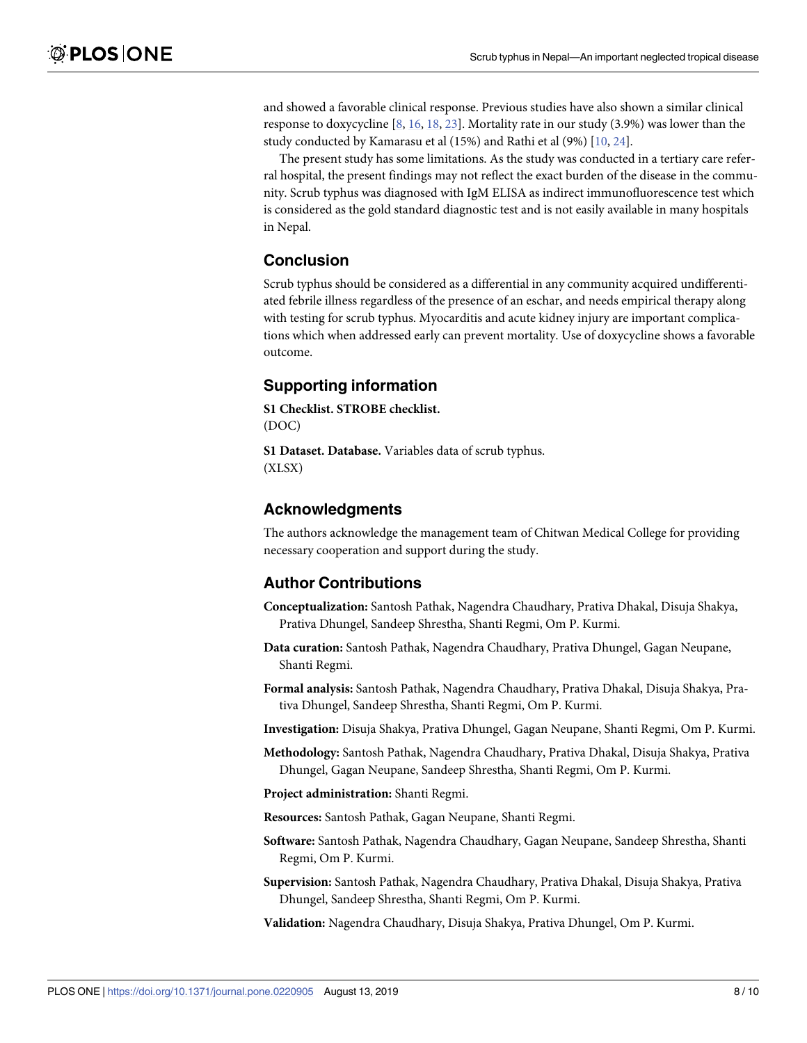and showed a favorable clinical response. Previous studies have also shown a similar clinical response to doxycycline [8, 16, 18, 23]. Mortality rate in our study (3.9%) was lower than the study conducted by Kamarasu et al (15%) and Rathi et al (9%) [10, 24].

The present study has some limitations. As the study was conducted in a tertiary care referral hospital, the present findings may not reflect the exact burden of the disease in the community. Scrub typhus was diagnosed with IgM ELISA as indirect immunofluorescence test which is considered as the gold standard diagnostic test and is not easily available in many hospitals in Nepal.

## Conclusion

Scrub typhus should be considered as a differential in any community acquired undifferentiated febrile illness regardless of the presence of an eschar, and needs empirical therapy along with testing for scrub typhus. Myocarditis and acute kidney injury are important complications which when addressed early can prevent mortality. Use of doxycycline shows a favorable outcome.

## Supporting information

**S1 Checklist. STROBE checklist.**
(DOC)

**S1 Dataset. Database.** Variables data of scrub typhus.
(XLSX)

## Acknowledgments

The authors acknowledge the management team of Chitwan Medical College for providing necessary cooperation and support during the study.

## Author Contributions

**Conceptualization:** Santosh Pathak, Nagendra Chaudhary, Prativa Dhakal, Disuja Shakya, Prativa Dhungel, Sandeep Shrestha, Shanti Regmi, Om P. Kurmi.

**Data curation:** Santosh Pathak, Nagendra Chaudhary, Prativa Dhungel, Gagan Neupane, Shanti Regmi.

**Formal analysis:** Santosh Pathak, Nagendra Chaudhary, Prativa Dhakal, Disuja Shakya, Prativa Dhungel, Sandeep Shrestha, Shanti Regmi, Om P. Kurmi.

**Investigation:** Disuja Shakya, Prativa Dhungel, Gagan Neupane, Shanti Regmi, Om P. Kurmi.

**Methodology:** Santosh Pathak, Nagendra Chaudhary, Prativa Dhakal, Disuja Shakya, Prativa Dhungel, Gagan Neupane, Sandeep Shrestha, Shanti Regmi, Om P. Kurmi.

**Project administration:** Shanti Regmi.

**Resources:** Santosh Pathak, Gagan Neupane, Shanti Regmi.

**Software:** Santosh Pathak, Nagendra Chaudhary, Gagan Neupane, Sandeep Shrestha, Shanti Regmi, Om P. Kurmi.

**Supervision:** Santosh Pathak, Nagendra Chaudhary, Prativa Dhakal, Disuja Shakya, Prativa Dhungel, Sandeep Shrestha, Shanti Regmi, Om P. Kurmi.

**Validation:** Nagendra Chaudhary, Disuja Shakya, Prativa Dhungel, Om P. Kurmi.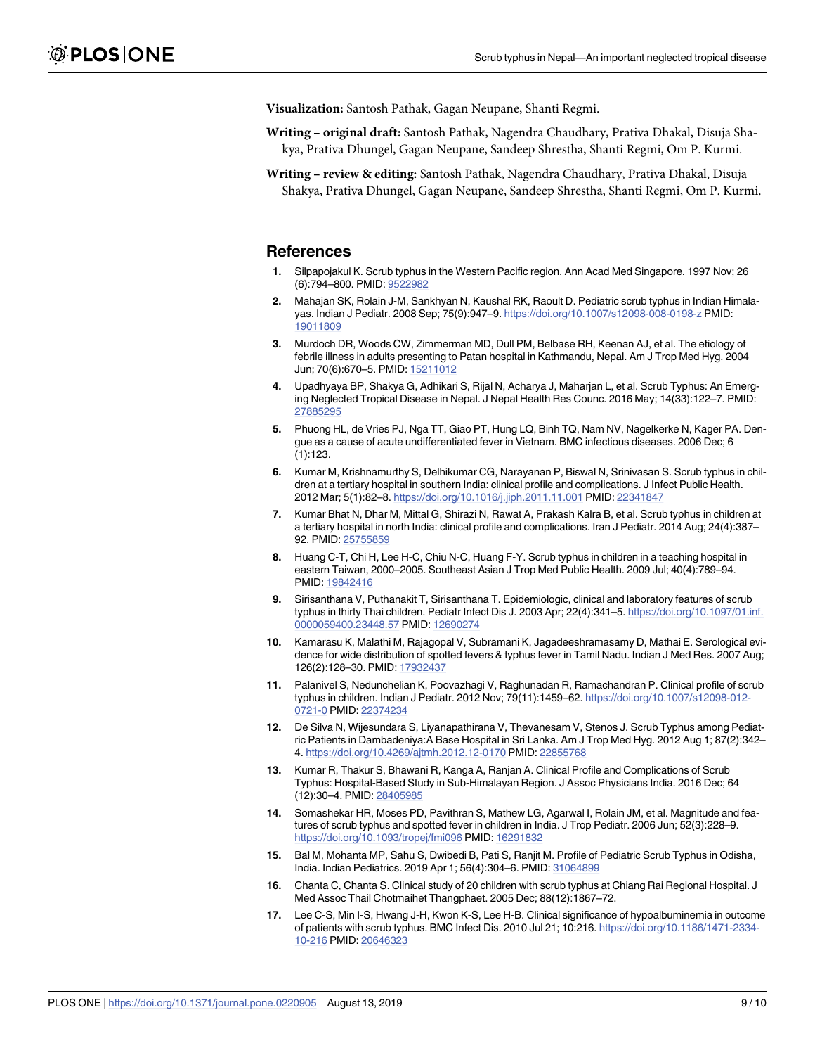**Visualization:** Santosh Pathak, Gagan Neupane, Shanti Regmi.

**Writing – original draft:** Santosh Pathak, Nagendra Chaudhary, Prativa Dhakal, Disuja Shakya, Prativa Dhungel, Gagan Neupane, Sandeep Shrestha, Shanti Regmi, Om P. Kurmi.

**Writing – review & editing:** Santosh Pathak, Nagendra Chaudhary, Prativa Dhakal, Disuja Shakya, Prativa Dhungel, Gagan Neupane, Sandeep Shrestha, Shanti Regmi, Om P. Kurmi.

## References

1. Silpapojakul K. Scrub typhus in the Western Pacific region. Ann Acad Med Singapore. 1997 Nov; 26 (6):794–800. PMID: 9522982
2. Mahajan SK, Rolain J-M, Sankhyan N, Kaushal RK, Raoult D. Pediatric scrub typhus in Indian Himalayas. Indian J Pediatr. 2008 Sep; 75(9):947–9. https://doi.org/10.1007/s12098-008-0198-z PMID: 19011809
3. Murdoch DR, Woods CW, Zimmerman MD, Dull PM, Belbase RH, Keenan AJ, et al. The etiology of febrile illness in adults presenting to Patan hospital in Kathmandu, Nepal. Am J Trop Med Hyg. 2004 Jun; 70(6):670–5. PMID: 15211012
4. Upadhyaya BP, Shakya G, Adhikari S, Rijal N, Acharya J, Maharjan L, et al. Scrub Typhus: An Emerging Neglected Tropical Disease in Nepal. J Nepal Health Res Counc. 2016 May; 14(33):122–7. PMID: 27885295
5. Phuong HL, de Vries PJ, Nga TT, Giao PT, Hung LQ, Binh TQ, Nam NV, Nagelkerke N, Kager PA. Dengue as a cause of acute undifferentiated fever in Vietnam. BMC infectious diseases. 2006 Dec; 6 (1):123.
6. Kumar M, Krishnamurthy S, Delhikumar CG, Narayanan P, Biswal N, Srinivasan S. Scrub typhus in children at a tertiary hospital in southern India: clinical profile and complications. J Infect Public Health. 2012 Mar; 5(1):82–8. https://doi.org/10.1016/j.jiph.2011.11.001 PMID: 22341847
7. Kumar Bhat N, Dhar M, Mittal G, Shirazi N, Rawat A, Prakash Kalra B, et al. Scrub typhus in children at a tertiary hospital in north India: clinical profile and complications. Iran J Pediatr. 2014 Aug; 24(4):387–92. PMID: 25755859
8. Huang C-T, Chi H, Lee H-C, Chiu N-C, Huang F-Y. Scrub typhus in children in a teaching hospital in eastern Taiwan, 2000–2005. Southeast Asian J Trop Med Public Health. 2009 Jul; 40(4):789–94. PMID: 19842416
9. Sirisanthana V, Puthanakit T, Sirisanthana T. Epidemiologic, clinical and laboratory features of scrub typhus in thirty Thai children. Pediatr Infect Dis J. 2003 Apr; 22(4):341–5. https://doi.org/10.1097/01.inf.0000059400.23448.57 PMID: 12690274
10. Kamarasu K, Malathi M, Rajagopal V, Subramani K, Jagadeeshramasamy D, Mathai E. Serological evidence for wide distribution of spotted fevers & typhus fever in Tamil Nadu. Indian J Med Res. 2007 Aug; 126(2):128–30. PMID: 17932437
11. Palanivel S, Nedunchelian K, Poovazhagi V, Raghunadan R, Ramachandran P. Clinical profile of scrub typhus in children. Indian J Pediatr. 2012 Nov; 79(11):1459–62. https://doi.org/10.1007/s12098-012-0721-0 PMID: 22374234
12. De Silva N, Wijesundara S, Liyanapathirana V, Thevanesam V, Stenos J. Scrub Typhus among Pediatric Patients in Dambadeniya:A Base Hospital in Sri Lanka. Am J Trop Med Hyg. 2012 Aug 1; 87(2):342–4. https://doi.org/10.4269/ajtmh.2012.12-0170 PMID: 22855768
13. Kumar R, Thakur S, Bhawani R, Kanga A, Ranjan A. Clinical Profile and Complications of Scrub Typhus: Hospital-Based Study in Sub-Himalayan Region. J Assoc Physicians India. 2016 Dec; 64 (12):30–4. PMID: 28405985
14. Somashekar HR, Moses PD, Pavithran S, Mathew LG, Agarwal I, Rolain JM, et al. Magnitude and features of scrub typhus and spotted fever in children in India. J Trop Pediatr. 2006 Jun; 52(3):228–9. https://doi.org/10.1093/tropej/fmi096 PMID: 16291832
15. Bal M, Mohanta MP, Sahu S, Dwibedi B, Pati S, Ranjit M. Profile of Pediatric Scrub Typhus in Odisha, India. Indian Pediatrics. 2019 Apr 1; 56(4):304–6. PMID: 31064899
16. Chanta C, Chanta S. Clinical study of 20 children with scrub typhus at Chiang Rai Regional Hospital. J Med Assoc Thail Chotmaihet Thangphaet. 2005 Dec; 88(12):1867–72.
17. Lee C-S, Min I-S, Hwang J-H, Kwon K-S, Lee H-B. Clinical significance of hypoalbuminemia in outcome of patients with scrub typhus. BMC Infect Dis. 2010 Jul 21; 10:216. https://doi.org/10.1186/1471-2334-10-216 PMID: 20646323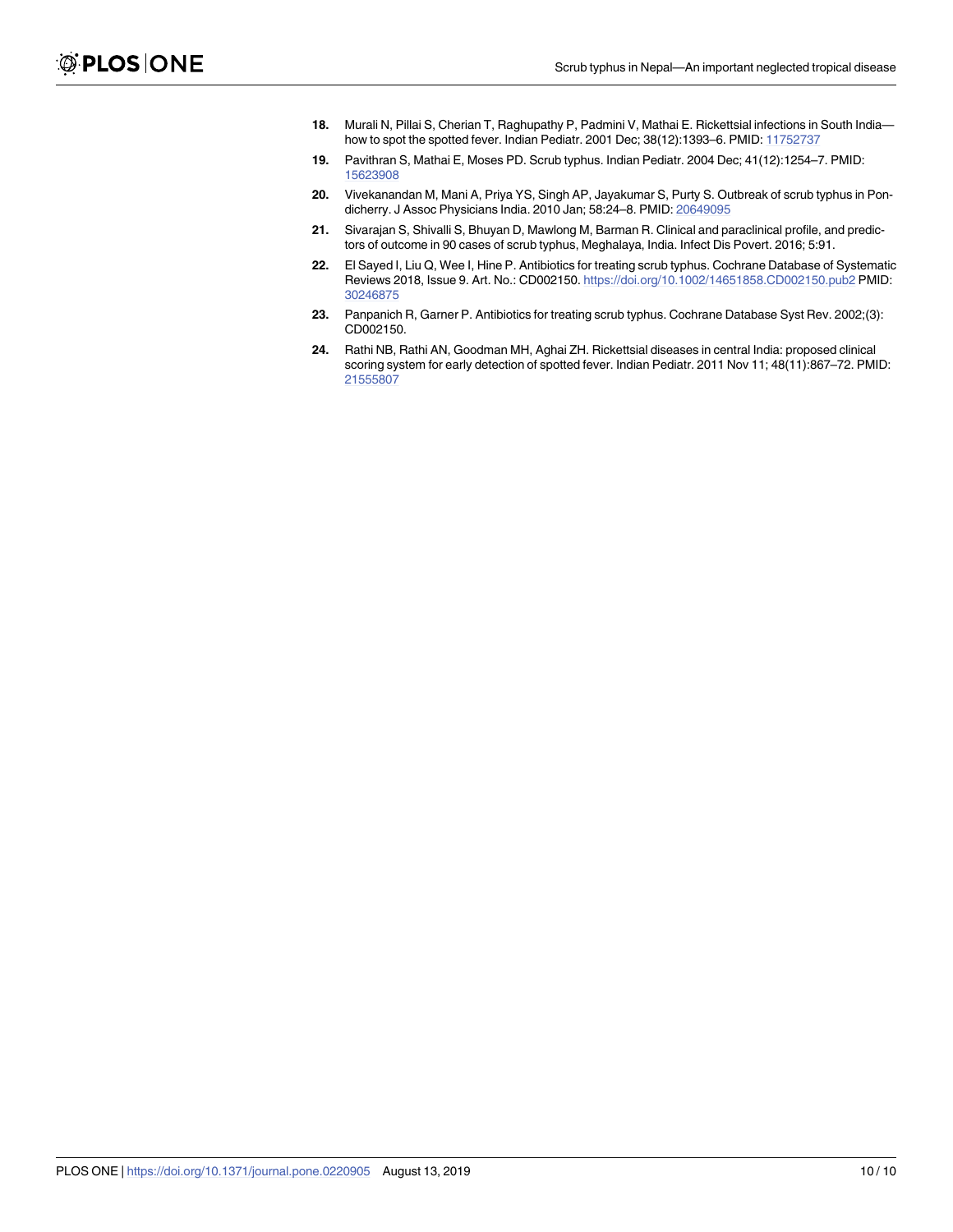18. Murali N, Pillai S, Cherian T, Raghupathy P, Padmini V, Mathai E. Rickettsial infections in South India—how to spot the spotted fever. Indian Pediatr. 2001 Dec; 38(12):1393–6. PMID: 11752737

19. Pavithran S, Mathai E, Moses PD. Scrub typhus. Indian Pediatr. 2004 Dec; 41(12):1254–7. PMID: 15623908

20. Vivekanandan M, Mani A, Priya YS, Singh AP, Jayakumar S, Purty S. Outbreak of scrub typhus in Pondicherry. J Assoc Physicians India. 2010 Jan; 58:24–8. PMID: 20649095

21. Sivarajan S, Shivalli S, Bhuyan D, Mawlong M, Barman R. Clinical and paraclinical profile, and predictors of outcome in 90 cases of scrub typhus, Meghalaya, India. Infect Dis Povert. 2016; 5:91.

22. El Sayed I, Liu Q, Wee I, Hine P. Antibiotics for treating scrub typhus. Cochrane Database of Systematic Reviews 2018, Issue 9. Art. No.: CD002150. https://doi.org/10.1002/14651858.CD002150.pub2 PMID: 30246875

23. Panpanich R, Garner P. Antibiotics for treating scrub typhus. Cochrane Database Syst Rev. 2002;(3): CD002150.

24. Rathi NB, Rathi AN, Goodman MH, Aghai ZH. Rickettsial diseases in central India: proposed clinical scoring system for early detection of spotted fever. Indian Pediatr. 2011 Nov 11; 48(11):867–72. PMID: 21555807